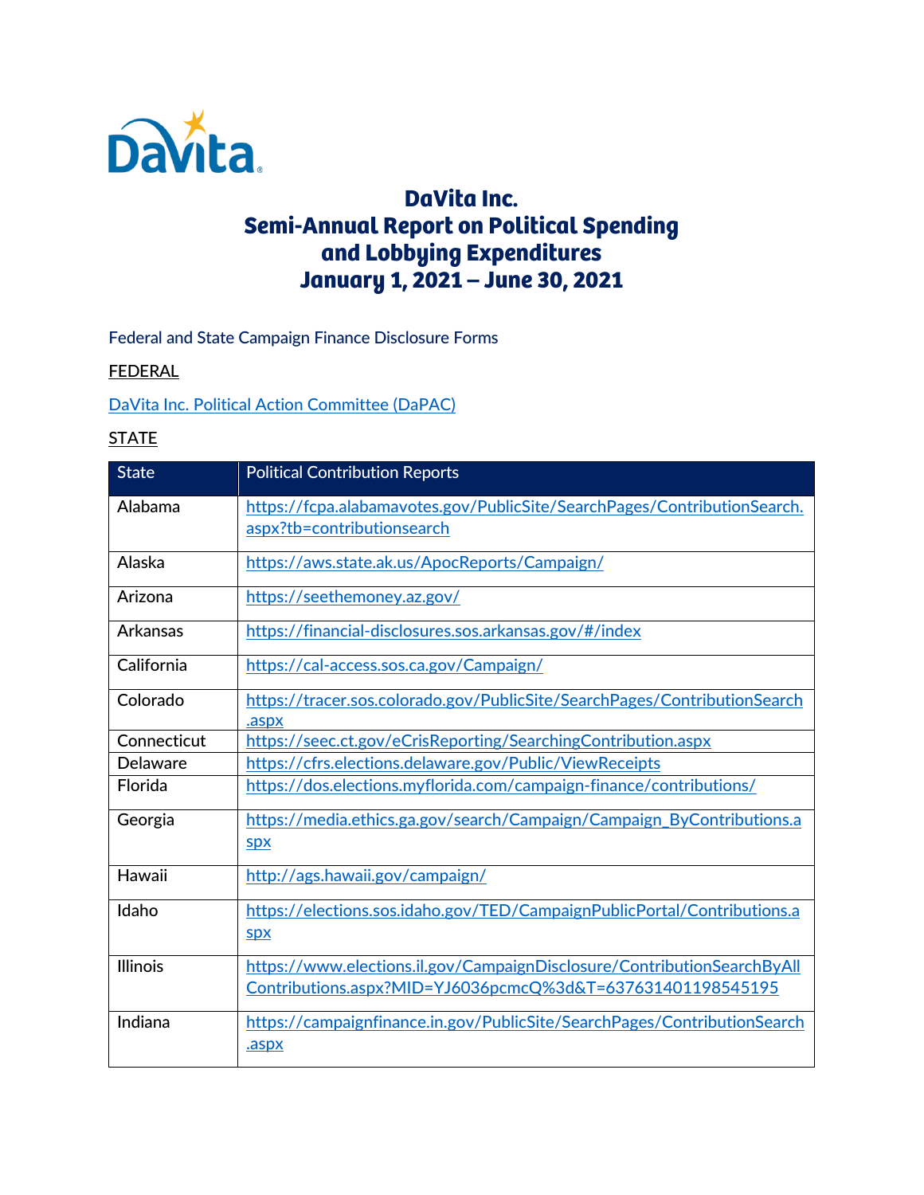# DaVita Inc.
# Semi-Annual Report on Political Spending and Lobbying Expenditures
# January 1, 2021 – June 30, 2021

Federal and State Campaign Finance Disclosure Forms

FEDERAL

DaVita Inc. Political Action Committee (DaPAC)

STATE

| State | Political Contribution Reports |
|---|---|
| Alabama | https://fcpa.alabamavotes.gov/PublicSite/SearchPages/ContributionSearch.aspx?tb=contributionsearch |
| Alaska | https://aws.state.ak.us/ApocReports/Campaign/ |
| Arizona | https://seethemoney.az.gov/ |
| Arkansas | https://financial-disclosures.sos.arkansas.gov/#/index |
| California | https://cal-access.sos.ca.gov/Campaign/ |
| Colorado | https://tracer.sos.colorado.gov/PublicSite/SearchPages/ContributionSearch.aspx |
| Connecticut | https://seec.ct.gov/eCrisReporting/SearchingContribution.aspx |
| Delaware | https://cfrs.elections.delaware.gov/Public/ViewReceipts |
| Florida | https://dos.elections.myflorida.com/campaign-finance/contributions/ |
| Georgia | https://media.ethics.ga.gov/search/Campaign/Campaign_ByContributions.aspx |
| Hawaii | http://ags.hawaii.gov/campaign/ |
| Idaho | https://elections.sos.idaho.gov/TED/CampaignPublicPortal/Contributions.aspx |
| Illinois | https://www.elections.il.gov/CampaignDisclosure/ContributionSearchByAllContributions.aspx?MID=YJ6036pcmcQ%3d&T=637631401198545195 |
| Indiana | https://campaignfinance.in.gov/PublicSite/SearchPages/ContributionSearch.aspx |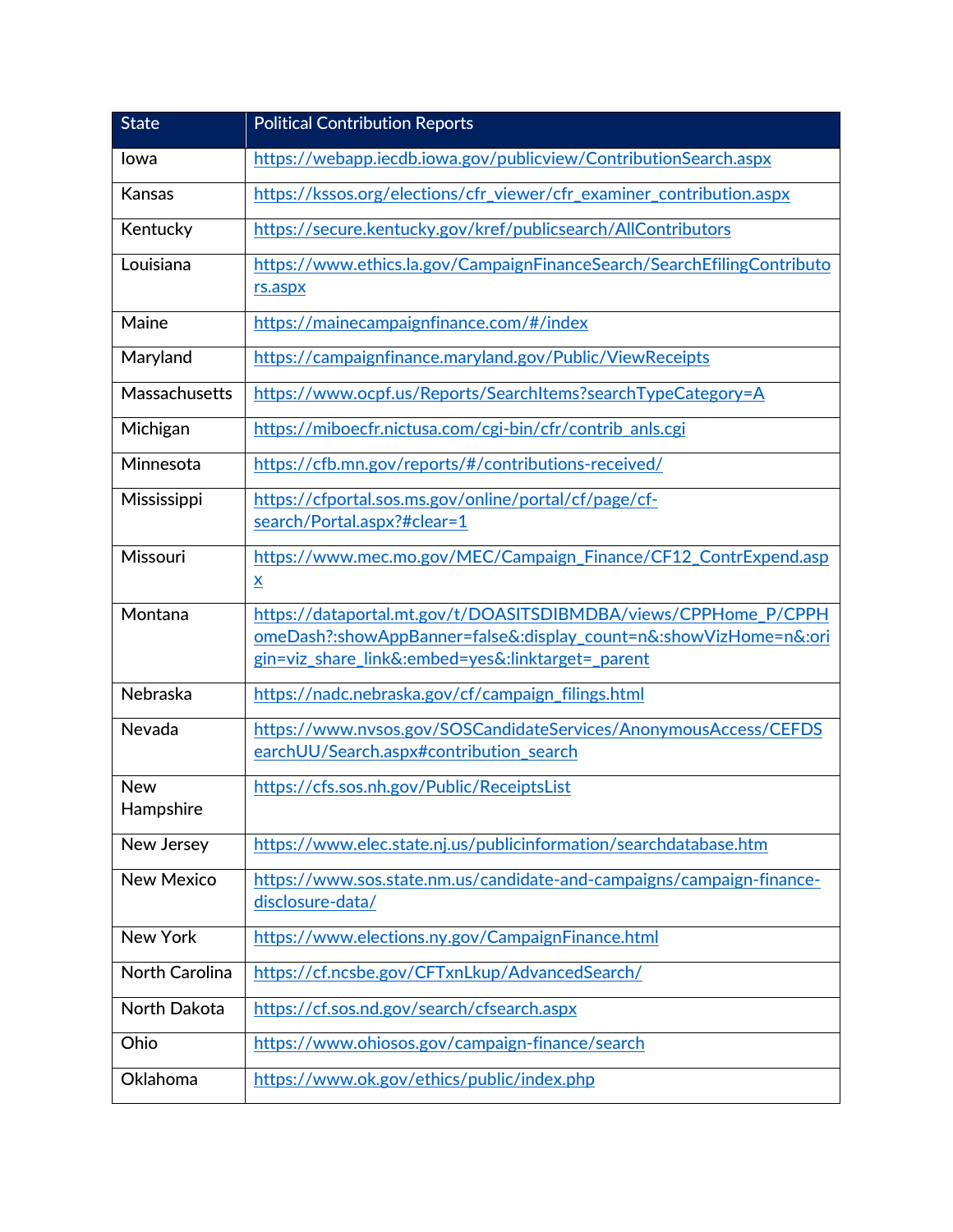| State | Political Contribution Reports |
|---|---|
| Iowa | https://webapp.iecdb.iowa.gov/publicview/ContributionSearch.aspx |
| Kansas | https://kssos.org/elections/cfr_viewer/cfr_examiner_contribution.aspx |
| Kentucky | https://secure.kentucky.gov/kref/publicsearch/AllContributors |
| Louisiana | https://www.ethics.la.gov/CampaignFinanceSearch/SearchEfilingContributors.aspx |
| Maine | https://mainecampaignfinance.com/#/index |
| Maryland | https://campaignfinance.maryland.gov/Public/ViewReceipts |
| Massachusetts | https://www.ocpf.us/Reports/SearchItems?searchTypeCategory=A |
| Michigan | https://miboecfr.nictusa.com/cgi-bin/cfr/contrib_anls.cgi |
| Minnesota | https://cfb.mn.gov/reports/#/contributions-received/ |
| Mississippi | https://cfportal.sos.ms.gov/online/portal/cf/page/cf-search/Portal.aspx?#clear=1 |
| Missouri | https://www.mec.mo.gov/MEC/Campaign_Finance/CF12_ContrExpend.aspx |
| Montana | https://dataportal.mt.gov/t/DOASITSDIBMDBA/views/CPPHome_P/CPPHomeDash?:showAppBanner=false&:display_count=n&:showVizHome=n&:origin=viz_share_link&:embed=yes&:linktarget=_parent |
| Nebraska | https://nadc.nebraska.gov/cf/campaign_filings.html |
| Nevada | https://www.nvsos.gov/SOSCandidateServices/AnonymousAccess/CEFDSearchUU/Search.aspx#contribution_search |
| New Hampshire | https://cfs.sos.nh.gov/Public/ReceiptsList |
| New Jersey | https://www.elec.state.nj.us/publicinformation/searchdatabase.htm |
| New Mexico | https://www.sos.state.nm.us/candidate-and-campaigns/campaign-finance-disclosure-data/ |
| New York | https://www.elections.ny.gov/CampaignFinance.html |
| North Carolina | https://cf.ncsbe.gov/CFTxnLkup/AdvancedSearch/ |
| North Dakota | https://cf.sos.nd.gov/search/cfsearch.aspx |
| Ohio | https://www.ohiosos.gov/campaign-finance/search |
| Oklahoma | https://www.ok.gov/ethics/public/index.php |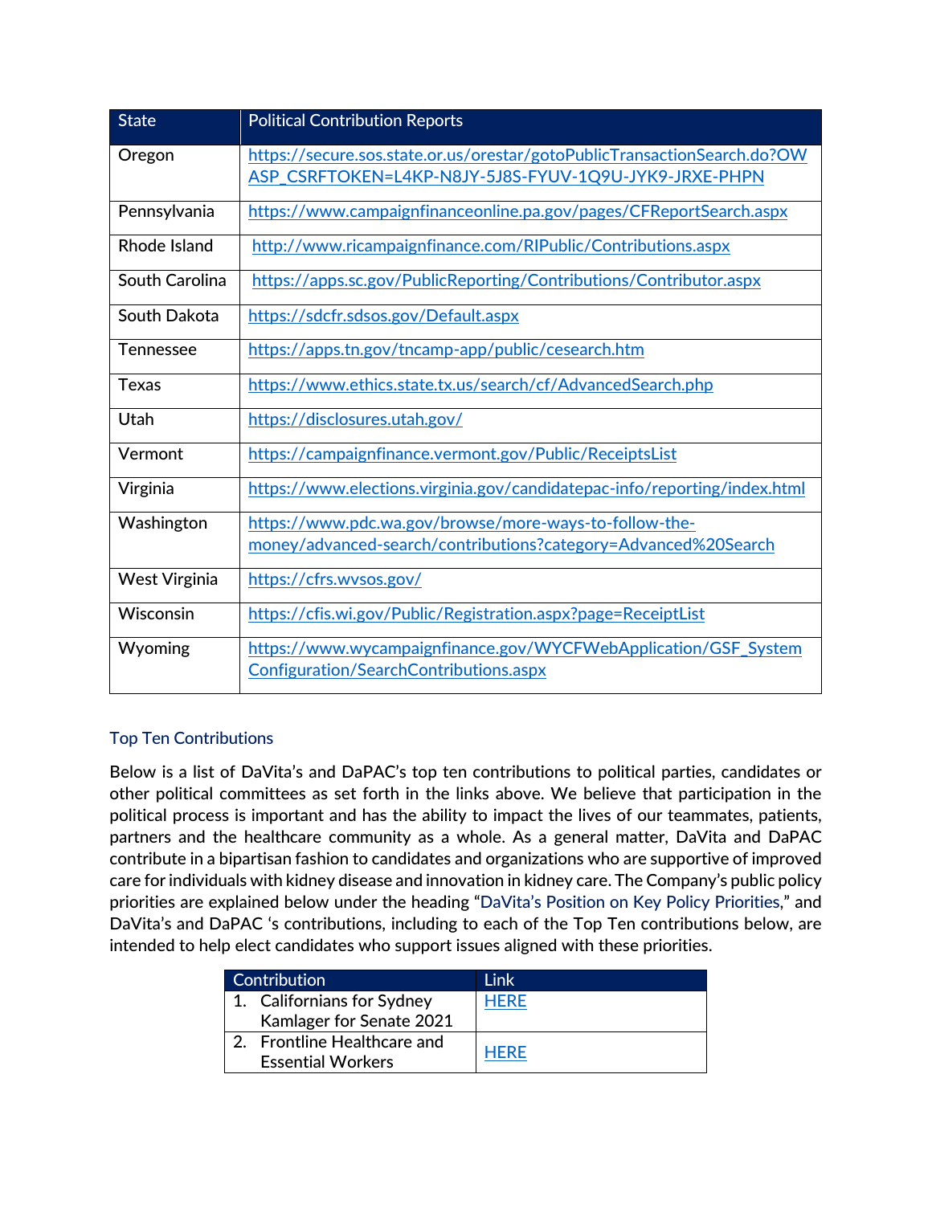| State | Political Contribution Reports |
|---|---|
| Oregon | https://secure.sos.state.or.us/orestar/gotoPublicTransactionSearch.do?OWASP_CSRFTOKEN=L4KP-N8JY-5J8S-FYUV-1Q9U-JYK9-JRXE-PHPN |
| Pennsylvania | https://www.campaignfinanceonline.pa.gov/pages/CFReportSearch.aspx |
| Rhode Island | http://www.ricampaignfinance.com/RIPublic/Contributions.aspx |
| South Carolina | https://apps.sc.gov/PublicReporting/Contributions/Contributor.aspx |
| South Dakota | https://sdcfr.sdsos.gov/Default.aspx |
| Tennessee | https://apps.tn.gov/tncamp-app/public/cesearch.htm |
| Texas | https://www.ethics.state.tx.us/search/cf/AdvancedSearch.php |
| Utah | https://disclosures.utah.gov/ |
| Vermont | https://campaignfinance.vermont.gov/Public/ReceiptsList |
| Virginia | https://www.elections.virginia.gov/candidatepac-info/reporting/index.html |
| Washington | https://www.pdc.wa.gov/browse/more-ways-to-follow-the-money/advanced-search/contributions?category=Advanced%20Search |
| West Virginia | https://cfrs.wvsos.gov/ |
| Wisconsin | https://cfis.wi.gov/Public/Registration.aspx?page=ReceiptList |
| Wyoming | https://www.wycampaignfinance.gov/WYCFWebApplication/GSF_SystemConfiguration/SearchContributions.aspx |

## Top Ten Contributions

Below is a list of DaVita's and DaPAC's top ten contributions to political parties, candidates or other political committees as set forth in the links above. We believe that participation in the political process is important and has the ability to impact the lives of our teammates, patients, partners and the healthcare community as a whole. As a general matter, DaVita and DaPAC contribute in a bipartisan fashion to candidates and organizations who are supportive of improved care for individuals with kidney disease and innovation in kidney care. The Company's public policy priorities are explained below under the heading "DaVita's Position on Key Policy Priorities," and DaVita's and DaPAC 's contributions, including to each of the Top Ten contributions below, are intended to help elect candidates who support issues aligned with these priorities.

| Contribution | Link |
|---|---|
| 1. Californians for Sydney Kamlager for Senate 2021 | HERE |
| 2. Frontline Healthcare and Essential Workers | HERE |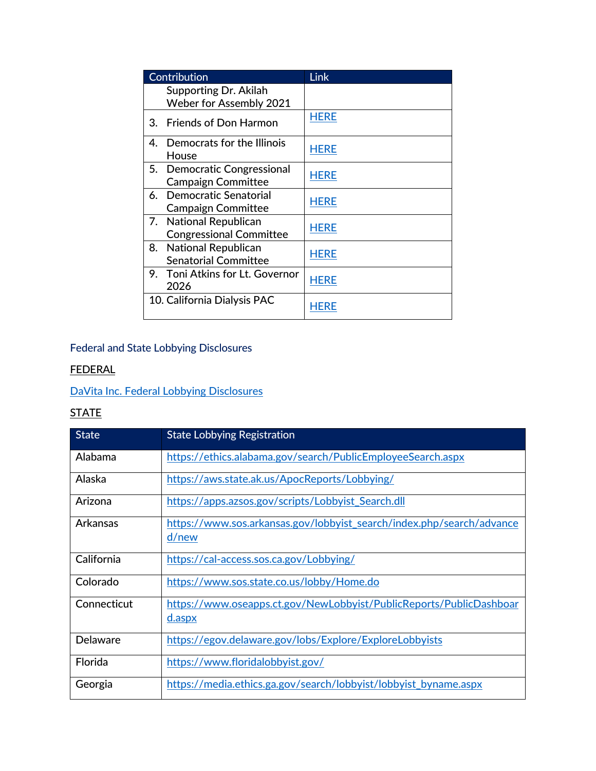| Contribution | Link |
|---|---|
| Supporting Dr. Akilah Weber for Assembly 2021 | |
| 3. Friends of Don Harmon | HERE |
| 4. Democrats for the Illinois House | HERE |
| 5. Democratic Congressional Campaign Committee | HERE |
| 6. Democratic Senatorial Campaign Committee | HERE |
| 7. National Republican Congressional Committee | HERE |
| 8. National Republican Senatorial Committee | HERE |
| 9. Toni Atkins for Lt. Governor 2026 | HERE |
| 10. California Dialysis PAC | HERE |

## Federal and State Lobbying Disclosures

### FEDERAL

DaVita Inc. Federal Lobbying Disclosures

### STATE

| State | State Lobbying Registration |
|---|---|
| Alabama | https://ethics.alabama.gov/search/PublicEmployeeSearch.aspx |
| Alaska | https://aws.state.ak.us/ApocReports/Lobbying/ |
| Arizona | https://apps.azsos.gov/scripts/Lobbyist_Search.dll |
| Arkansas | https://www.sos.arkansas.gov/lobbyist_search/index.php/search/advanced/new |
| California | https://cal-access.sos.ca.gov/Lobbying/ |
| Colorado | https://www.sos.state.co.us/lobby/Home.do |
| Connecticut | https://www.oseapps.ct.gov/NewLobbyist/PublicReports/PublicDashboard.aspx |
| Delaware | https://egov.delaware.gov/lobs/Explore/ExploreLobbyists |
| Florida | https://www.floridalobbyist.gov/ |
| Georgia | https://media.ethics.ga.gov/search/lobbyist/lobbyist_byname.aspx |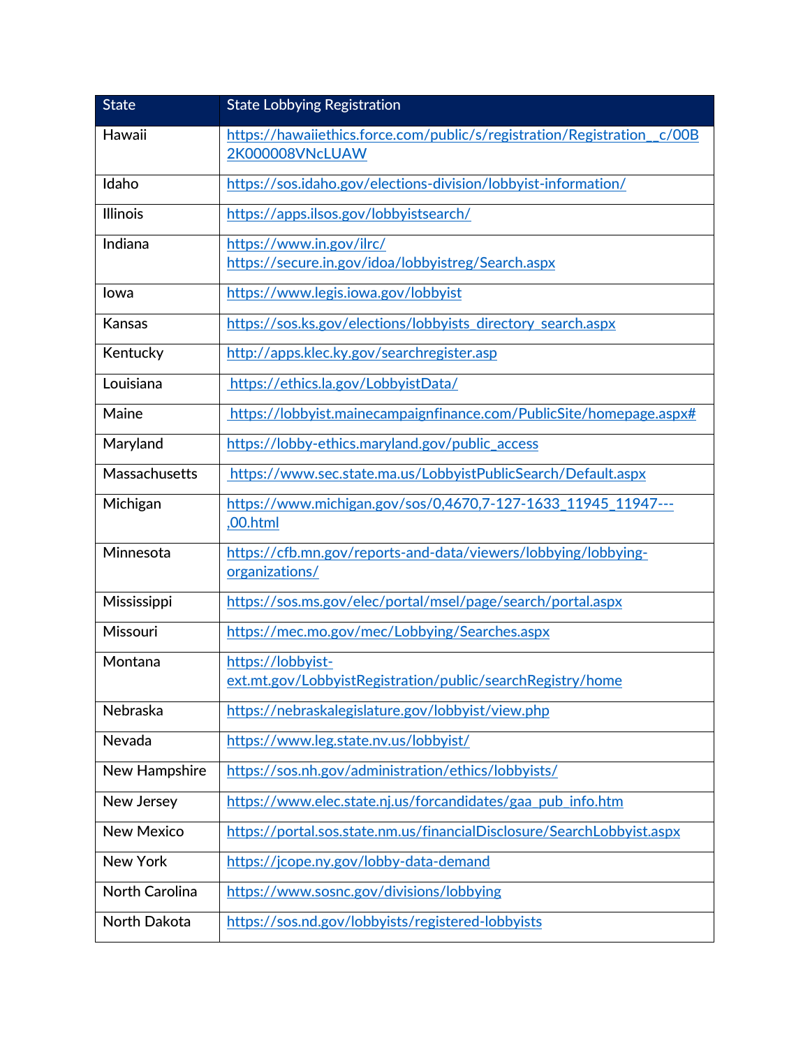| State | State Lobbying Registration |
|---|---|
| Hawaii | https://hawaiiethics.force.com/public/s/registration/Registration__c/00B2K000008VNcLUAW |
| Idaho | https://sos.idaho.gov/elections-division/lobbyist-information/ |
| Illinois | https://apps.ilsos.gov/lobbyistsearch/ |
| Indiana | https://www.in.gov/ilrc/ https://secure.in.gov/idoa/lobbyistreg/Search.aspx |
| Iowa | https://www.legis.iowa.gov/lobbyist |
| Kansas | https://sos.ks.gov/elections/lobbyists_directory_search.aspx |
| Kentucky | http://apps.klec.ky.gov/searchregister.asp |
| Louisiana | https://ethics.la.gov/LobbyistData/ |
| Maine | https://lobbyist.mainecampaignfinance.com/PublicSite/homepage.aspx# |
| Maryland | https://lobby-ethics.maryland.gov/public_access |
| Massachusetts | https://www.sec.state.ma.us/LobbyistPublicSearch/Default.aspx |
| Michigan | https://www.michigan.gov/sos/0,4670,7-127-1633_11945_11947---,00.html |
| Minnesota | https://cfb.mn.gov/reports-and-data/viewers/lobbying/lobbying-organizations/ |
| Mississippi | https://sos.ms.gov/elec/portal/msel/page/search/portal.aspx |
| Missouri | https://mec.mo.gov/mec/Lobbying/Searches.aspx |
| Montana | https://lobbyist-ext.mt.gov/LobbyistRegistration/public/searchRegistry/home |
| Nebraska | https://nebraskalegislature.gov/lobbyist/view.php |
| Nevada | https://www.leg.state.nv.us/lobbyist/ |
| New Hampshire | https://sos.nh.gov/administration/ethics/lobbyists/ |
| New Jersey | https://www.elec.state.nj.us/forcandidates/gaa_pub_info.htm |
| New Mexico | https://portal.sos.state.nm.us/financialDisclosure/SearchLobbyist.aspx |
| New York | https://jcope.ny.gov/lobby-data-demand |
| North Carolina | https://www.sosnc.gov/divisions/lobbying |
| North Dakota | https://sos.nd.gov/lobbyists/registered-lobbyists |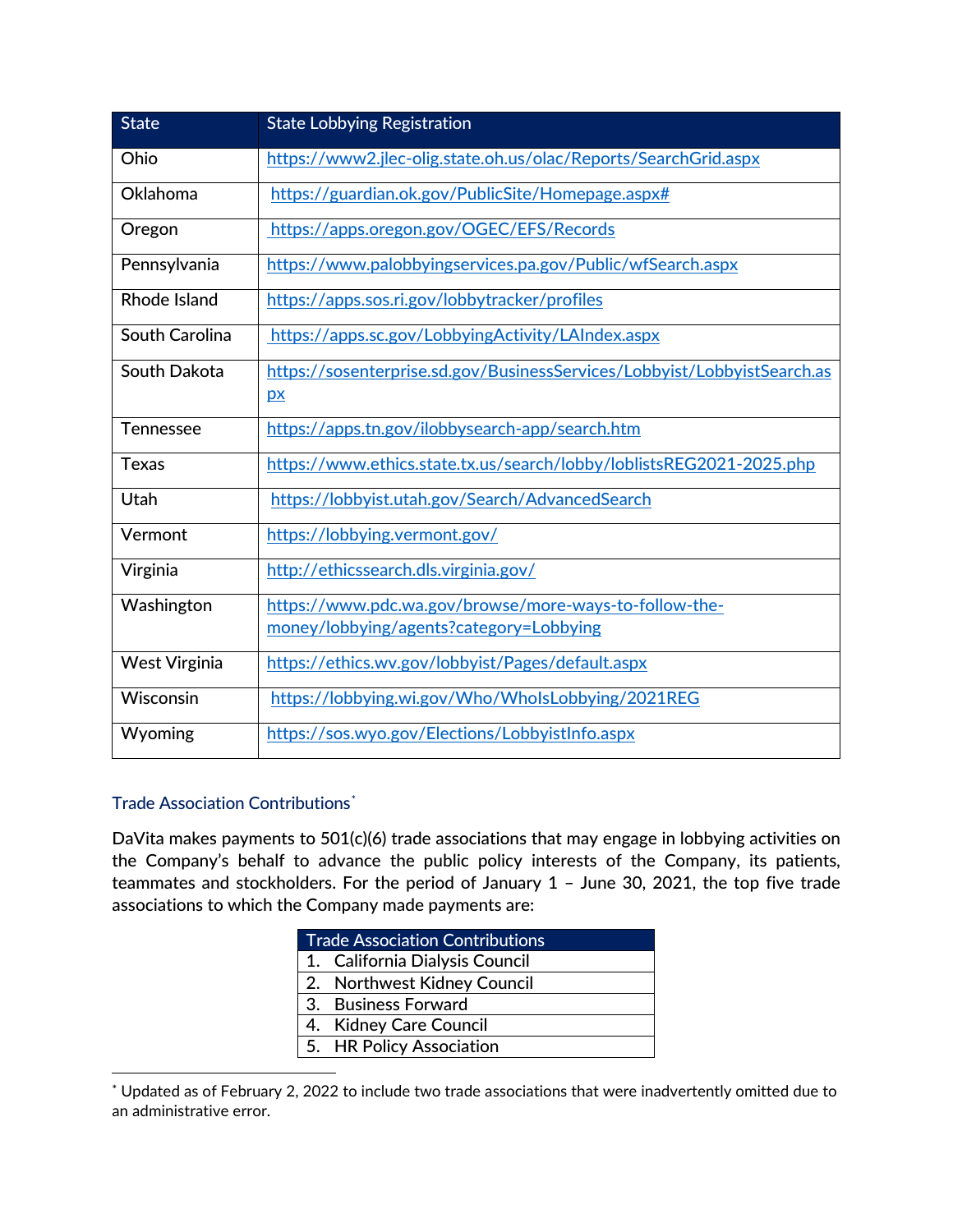| State | State Lobbying Registration |
|---|---|
| Ohio | https://www2.jlec-olig.state.oh.us/olac/Reports/SearchGrid.aspx |
| Oklahoma | https://guardian.ok.gov/PublicSite/Homepage.aspx# |
| Oregon | https://apps.oregon.gov/OGEC/EFS/Records |
| Pennsylvania | https://www.palobbyingservices.pa.gov/Public/wfSearch.aspx |
| Rhode Island | https://apps.sos.ri.gov/lobbytracker/profiles |
| South Carolina | https://apps.sc.gov/LobbyingActivity/LAIndex.aspx |
| South Dakota | https://sosenterprise.sd.gov/BusinessServices/Lobbyist/LobbyistSearch.aspx |
| Tennessee | https://apps.tn.gov/ilobbysearch-app/search.htm |
| Texas | https://www.ethics.state.tx.us/search/lobby/loblistsREG2021-2025.php |
| Utah | https://lobbyist.utah.gov/Search/AdvancedSearch |
| Vermont | https://lobbying.vermont.gov/ |
| Virginia | http://ethicssearch.dls.virginia.gov/ |
| Washington | https://www.pdc.wa.gov/browse/more-ways-to-follow-the-money/lobbying/agents?category=Lobbying |
| West Virginia | https://ethics.wv.gov/lobbyist/Pages/default.aspx |
| Wisconsin | https://lobbying.wi.gov/Who/WhoIsLobbying/2021REG |
| Wyoming | https://sos.wyo.gov/Elections/LobbyistInfo.aspx |

## Trade Association Contributions*

DaVita makes payments to 501(c)(6) trade associations that may engage in lobbying activities on the Company's behalf to advance the public policy interests of the Company, its patients, teammates and stockholders. For the period of January 1 – June 30, 2021, the top five trade associations to which the Company made payments are:

| Trade Association Contributions |
|---|
| 1. California Dialysis Council |
| 2. Northwest Kidney Council |
| 3. Business Forward |
| 4. Kidney Care Council |
| 5. HR Policy Association |

* Updated as of February 2, 2022 to include two trade associations that were inadvertently omitted due to an administrative error.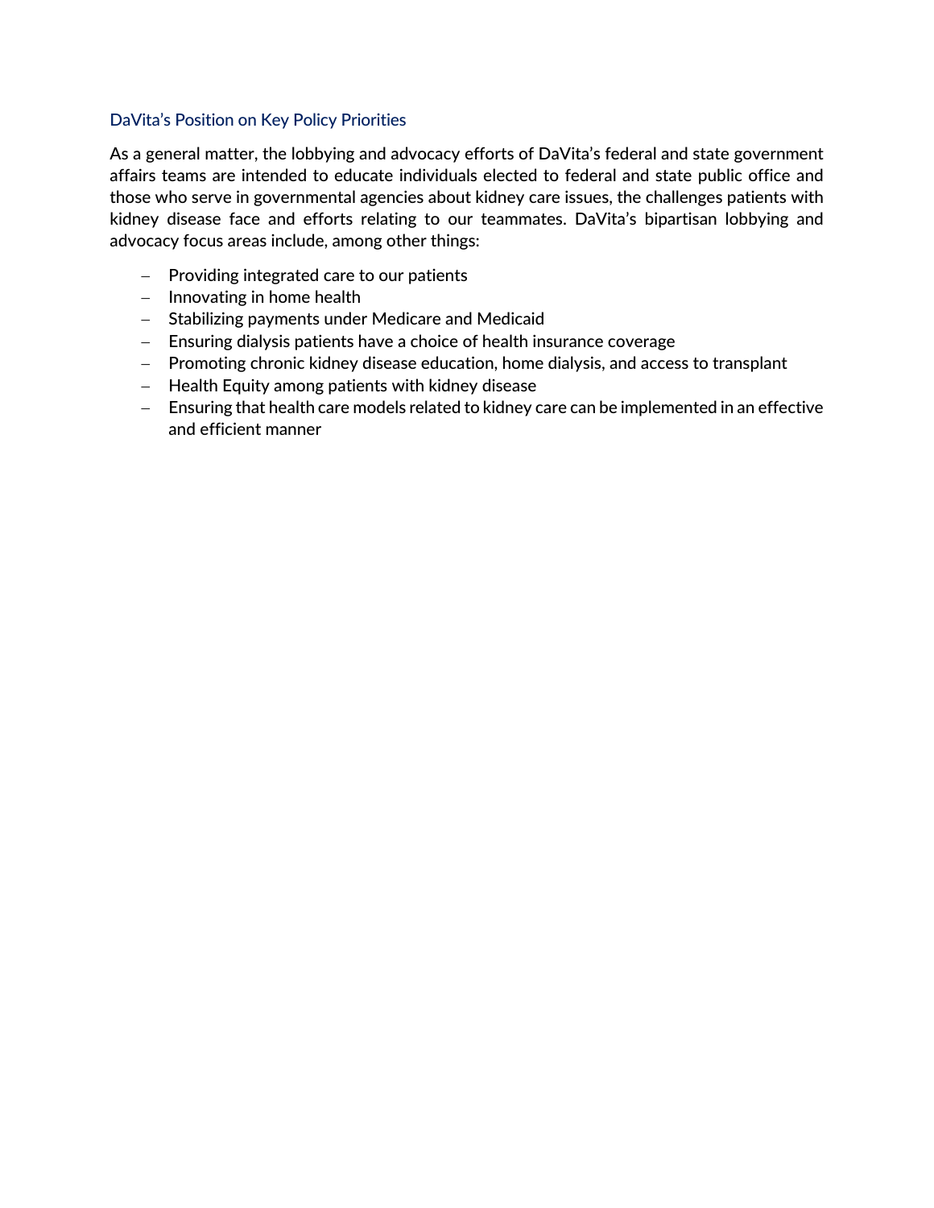### DaVita's Position on Key Policy Priorities

As a general matter, the lobbying and advocacy efforts of DaVita's federal and state government affairs teams are intended to educate individuals elected to federal and state public office and those who serve in governmental agencies about kidney care issues, the challenges patients with kidney disease face and efforts relating to our teammates. DaVita's bipartisan lobbying and advocacy focus areas include, among other things:

- Providing integrated care to our patients
- Innovating in home health
- Stabilizing payments under Medicare and Medicaid
- Ensuring dialysis patients have a choice of health insurance coverage
- Promoting chronic kidney disease education, home dialysis, and access to transplant
- Health Equity among patients with kidney disease
- Ensuring that health care models related to kidney care can be implemented in an effective and efficient manner